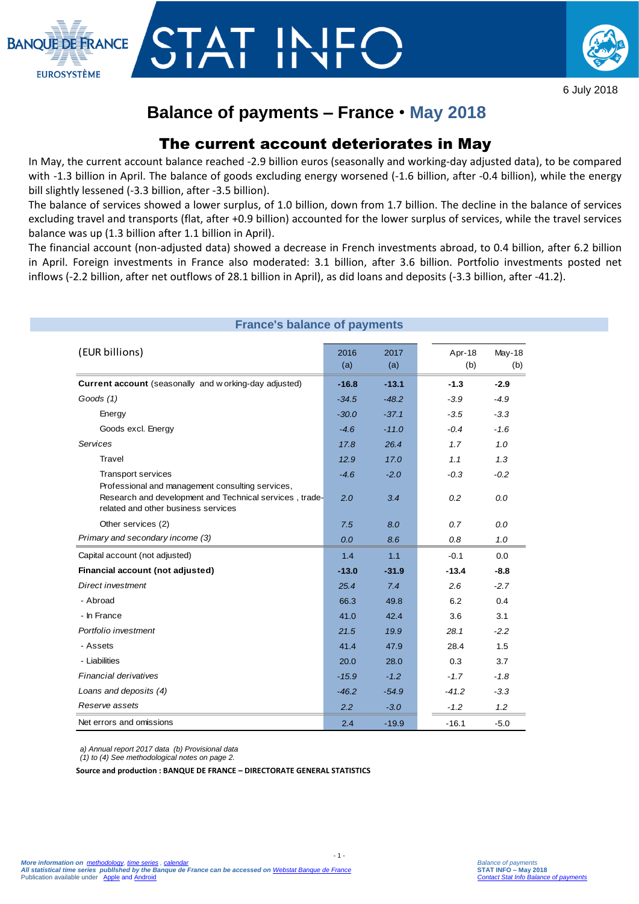6 July 2018

# Balance of payments – France • May 2018

## The current account deteriorates in May

In May, the current account balance reached -2.9 billion euros (seasonally and working-day adjusted data), to be compared with -1.3 billion in April. The balance of goods excluding energy worsened (-1.6 billion, after -0.4 billion), while the energy bill slightly lessened (-3.3 billion, after -3.5 billion).

The balance of services showed a lower surplus, of 1.0 billion, down from 1.7 billion. The decline in the balance of services excluding travel and transports (flat, after +0.9 billion) accounted for the lower surplus of services, while the travel services balance was up (1.3 billion after 1.1 billion in April).

The financial account (non-adjusted data) showed a decrease in French investments abroad, to 0.4 billion, after 6.2 billion in April. Foreign investments in France also moderated: 3.1 billion, after 3.6 billion. Portfolio investments posted net inflows (-2.2 billion, after net outflows of 28.1 billion in April), as did loans and deposits (-3.3 billion, after -41.2).

### France's balance of payments

| (EUR billions) | 2016 (a) | 2017 (a) | Apr-18 (b) | May-18 (b) |
|---|---|---|---|---|
| **Current account** (seasonally and working-day adjusted) | **-16.8** | **-13.1** | **-1.3** | **-2.9** |
| *Goods (1)* | *-34.5* | *-48.2* | *-3.9* | *-4.9* |
| Energy | *-30.0* | *-37.1* | *-3.5* | *-3.3* |
| Goods excl. Energy | *-4.6* | *-11.0* | *-0.4* | *-1.6* |
| *Services* | *17.8* | *26.4* | *1.7* | *1.0* |
| Travel | *12.9* | *17.0* | *1.1* | *1.3* |
| Transport services | *-4.6* | *-2.0* | *-0.3* | *-0.2* |
| Professional and management consulting services, Research and development and Technical services , trade-related and other business services | *2.0* | *3.4* | *0.2* | *0.0* |
| Other services (2) | *7.5* | *8.0* | *0.7* | *0.0* |
| *Primary and secondary income (3)* | *0.0* | *8.6* | *0.8* | *1.0* |
| Capital account (not adjusted) | 1.4 | 1.1 | -0.1 | 0.0 |
| **Financial account (not adjusted)** | **-13.0** | **-31.9** | **-13.4** | **-8.8** |
| *Direct investment* | *25.4* | *7.4* | *2.6* | *-2.7* |
| - Abroad | 66.3 | 49.8 | 6.2 | 0.4 |
| - In France | 41.0 | 42.4 | 3.6 | 3.1 |
| *Portfolio investment* | *21.5* | *19.9* | *28.1* | *-2.2* |
| - Assets | 41.4 | 47.9 | 28.4 | 1.5 |
| - Liabilities | 20.0 | 28.0 | 0.3 | 3.7 |
| *Financial derivatives* | *-15.9* | *-1.2* | *-1.7* | *-1.8* |
| *Loans and deposits (4)* | *-46.2* | *-54.9* | *-41.2* | *-3.3* |
| *Reserve assets* | *2.2* | *-3.0* | *-1.2* | *1.2* |
| Net errors and omissions | 2.4 | -19.9 | -16.1 | -5.0 |

*a) Annual report 2017 data (b) Provisional data*
*(1) to (4) See methodological notes on page 2.*

**Source and production : BANQUE DE FRANCE – DIRECTORATE GENERAL STATISTICS**

*More information on methodology, time series , calendar*
*All statistical time series published by the Banque de France can be accessed on Webstat Banque de France*
Publication available under Apple and Android

*Balance of payments*
**STAT INFO – May 2018**
*Contact Stat Info Balance of payments*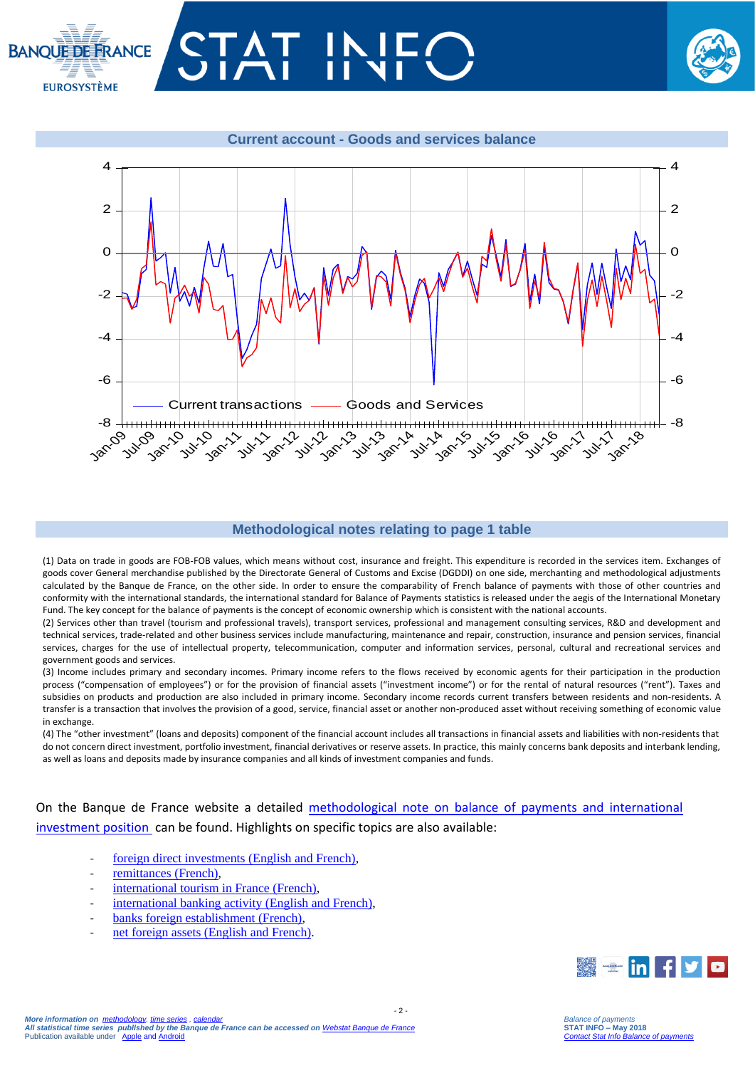## Current account - Goods and services balance

## Methodological notes relating to page 1 table

(1) Data on trade in goods are FOB-FOB values, which means without cost, insurance and freight. This expenditure is recorded in the services item. Exchanges of goods cover General merchandise published by the Directorate General of Customs and Excise (DGDDI) on one side, merchanting and methodological adjustments calculated by the Banque de France, on the other side. In order to ensure the comparability of French balance of payments with those of other countries and conformity with the international standards, the international standard for Balance of Payments statistics is released under the aegis of the International Monetary Fund. The key concept for the balance of payments is the concept of economic ownership which is consistent with the national accounts.

(2) Services other than travel (tourism and professional travels), transport services, professional and management consulting services, R&D and development and technical services, trade-related and other business services include manufacturing, maintenance and repair, construction, insurance and pension services, financial services, charges for the use of intellectual property, telecommunication, computer and information services, personal, cultural and recreational services and government goods and services.

(3) Income includes primary and secondary incomes. Primary income refers to the flows received by economic agents for their participation in the production process ("compensation of employees") or for the provision of financial assets ("investment income") or for the rental of natural resources ("rent"). Taxes and subsidies on products and production are also included in primary income. Secondary income records current transfers between residents and non-residents. A transfer is a transaction that involves the provision of a good, service, financial asset or another non-produced asset without receiving something of economic value in exchange.

(4) The "other investment" (loans and deposits) component of the financial account includes all transactions in financial assets and liabilities with non-residents that do not concern direct investment, portfolio investment, financial derivatives or reserve assets. In practice, this mainly concerns bank deposits and interbank lending, as well as loans and deposits made by insurance companies and all kinds of investment companies and funds.

On the Banque de France website a detailed methodological note on balance of payments and international investment position can be found. Highlights on specific topics are also available:

- foreign direct investments (English and French),
- remittances (French),
- international tourism in France (French),
- international banking activity (English and French),
- banks foreign establishment (French),
- net foreign assets (English and French).

*More information on methodology, time series , calendar*
*All statistical time series published by the Banque de France can be accessed on Webstat Banque de France*
Publication available under Apple and Android

*Balance of payments*
**STAT INFO – May 2018**
*Contact Stat Info Balance of payments*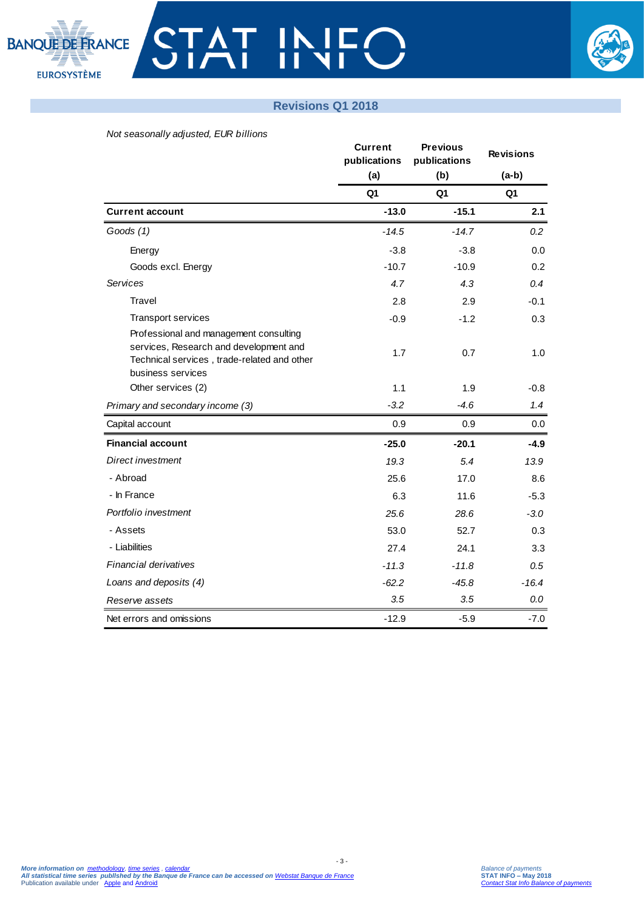## Revisions Q1 2018

*Not seasonally adjusted, EUR billions*

| | Current publications (a) | Previous publications (b) | Revisions (a-b) |
|---|---|---|---|
| | Q1 | Q1 | Q1 |
| **Current account** | **-13.0** | **-15.1** | **2.1** |
| *Goods (1)* | *-14.5* | *-14.7* | *0.2* |
| Energy | -3.8 | -3.8 | 0.0 |
| Goods excl. Energy | -10.7 | -10.9 | 0.2 |
| *Services* | *4.7* | *4.3* | *0.4* |
| Travel | 2.8 | 2.9 | -0.1 |
| Transport services | -0.9 | -1.2 | 0.3 |
| Professional and management consulting services, Research and development and Technical services , trade-related and other business services | 1.7 | 0.7 | 1.0 |
| Other services (2) | 1.1 | 1.9 | -0.8 |
| *Primary and secondary income (3)* | *-3.2* | *-4.6* | *1.4* |
| Capital account | 0.9 | 0.9 | 0.0 |
| **Financial account** | **-25.0** | **-20.1** | **-4.9** |
| *Direct investment* | *19.3* | *5.4* | *13.9* |
| - Abroad | 25.6 | 17.0 | 8.6 |
| - In France | 6.3 | 11.6 | -5.3 |
| *Portfolio investment* | *25.6* | *28.6* | *-3.0* |
| - Assets | 53.0 | 52.7 | 0.3 |
| - Liabilities | 27.4 | 24.1 | 3.3 |
| *Financial derivatives* | *-11.3* | *-11.8* | *0.5* |
| *Loans and deposits (4)* | *-62.2* | *-45.8* | *-16.4* |
| *Reserve assets* | *3.5* | *3.5* | *0.0* |
| Net errors and omissions | -12.9 | -5.9 | -7.0 |